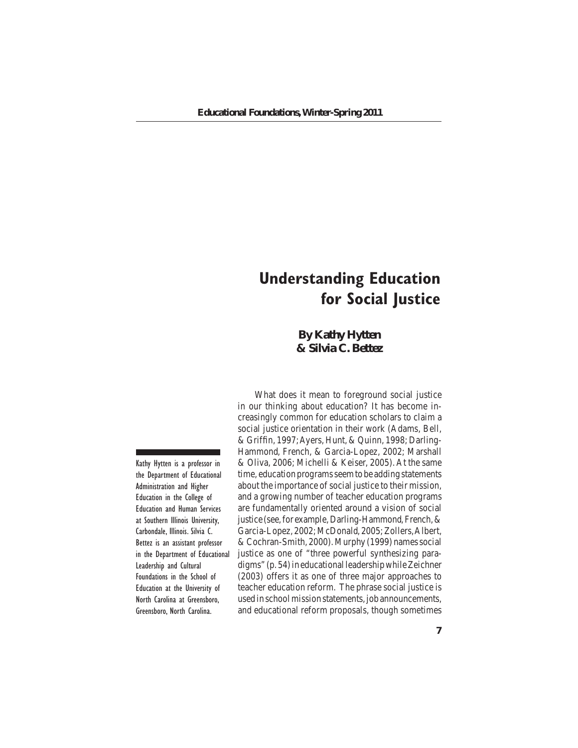# Understanding Education for Social Justice

**By Kathy Hytten & Silvia C. Bettez**

Kathy Hytten is a professor in the Department of Educational Administration and Higher Education in the College of Education and Human Services at Southern Illinois University, Carbondale, Illinois. Silvia C. Bettez is an assistant professor in the Department of Educational Leadership and Cultural Foundations in the School of Education at the University of North Carolina at Greensboro, Greensboro, North Carolina.

What does it mean to foreground social justice in our thinking about education? It has become increasingly common for education scholars to claim a social justice orientation in their work (Adams, Bell, & Griffin, 1997; Ayers, Hunt, & Quinn, 1998; Darling-Hammond, French, & Garcia-Lopez, 2002; Marshall & Oliva, 2006; Michelli & Keiser, 2005). At the same time, education programs seem to be adding statements about the importance of social justice to their mission, and a growing number of teacher education programs are fundamentally oriented around a vision of social justice (see, for example, Darling-Hammond, French, & Garcia-Lopez, 2002; McDonald, 2005; Zollers, Albert, & Cochran-Smith, 2000). Murphy (1999) names social justice as one of "three powerful synthesizing paradigms" (p. 54) in educational leadership while Zeichner (2003) offers it as one of three major approaches to teacher education reform. The phrase social justice is used in school mission statements, job announcements, and educational reform proposals, though sometimes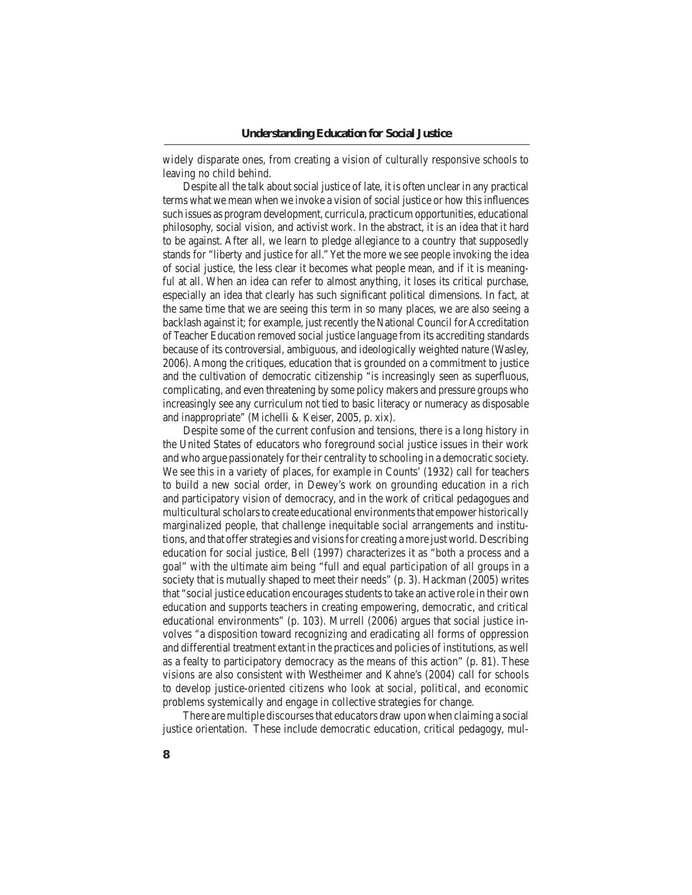widely disparate ones, from creating a vision of culturally responsive schools to leaving no child behind.

Despite all the talk about social justice of late, it is often unclear in any practical terms what we mean when we invoke a vision of social justice or how this influences such issues as program development, curricula, practicum opportunities, educational philosophy, social vision, and activist work. In the abstract, it is an idea that it hard to be against. After all, we learn to pledge allegiance to a country that supposedly stands for "liberty and justice for all." Yet the more we see people invoking the idea of social justice, the less clear it becomes what people mean, and if it is meaningful at all. When an idea can refer to almost anything, it loses its critical purchase, especially an idea that clearly has such significant political dimensions. In fact, at the same time that we are seeing this term in so many places, we are also seeing a backlash against it; for example, just recently the National Council for Accreditation of Teacher Education removed social justice language from its accrediting standards because of its controversial, ambiguous, and ideologically weighted nature (Wasley, 2006). Among the critiques, education that is grounded on a commitment to justice and the cultivation of democratic citizenship "is increasingly seen as superfluous, complicating, and even threatening by some policy makers and pressure groups who increasingly see any curriculum not tied to basic literacy or numeracy as disposable and inappropriate" (Michelli & Keiser, 2005, p. xix).

Despite some of the current confusion and tensions, there is a long history in the United States of educators who foreground social justice issues in their work and who argue passionately for their centrality to schooling in a democratic society. We see this in a variety of places, for example in Counts' (1932) call for teachers to build a new social order, in Dewey's work on grounding education in a rich and participatory vision of democracy, and in the work of critical pedagogues and multicultural scholars to create educational environments that empower historically marginalized people, that challenge inequitable social arrangements and institutions, and that offer strategies and visions for creating a more just world. Describing education for social justice, Bell (1997) characterizes it as "both a process and a goal" with the ultimate aim being "full and equal participation of all groups in a society that is mutually shaped to meet their needs" (p. 3). Hackman (2005) writes that "social justice education encourages students to take an active role in their own education and supports teachers in creating empowering, democratic, and critical educational environments" (p. 103). Murrell (2006) argues that social justice involves "a disposition toward recognizing and eradicating all forms of oppression and differential treatment extant in the practices and policies of institutions, as well as a fealty to participatory democracy as the means of this action" (p. 81). These visions are also consistent with Westheimer and Kahne's (2004) call for schools to develop justice-oriented citizens who look at social, political, and economic problems systemically and engage in collective strategies for change.

There are multiple discourses that educators draw upon when claiming a social justice orientation. These include democratic education, critical pedagogy, mul-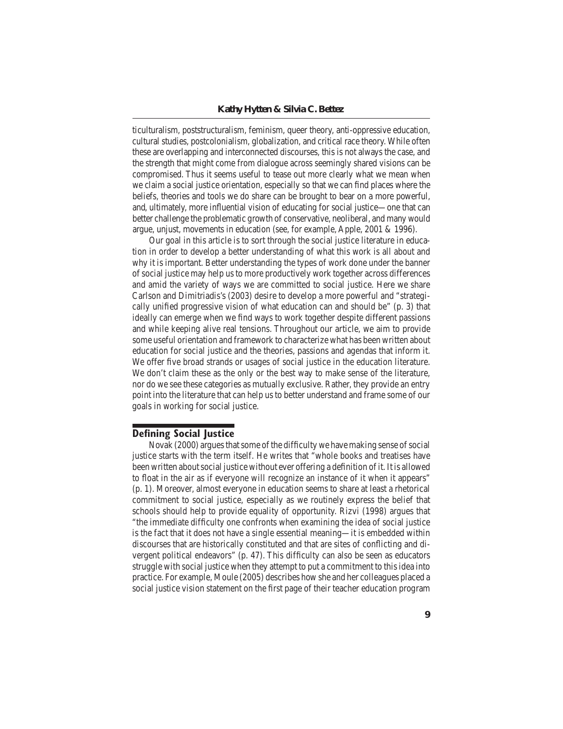ticulturalism, poststructuralism, feminism, queer theory, anti-oppressive education, cultural studies, postcolonialism, globalization, and critical race theory. While often these are overlapping and interconnected discourses, this is not always the case, and the strength that might come from dialogue across seemingly shared visions can be compromised. Thus it seems useful to tease out more clearly what we mean when we claim a social justice orientation, especially so that we can find places where the beliefs, theories and tools we do share can be brought to bear on a more powerful, and, ultimately, more influential vision of educating for social justice—one that can better challenge the problematic growth of conservative, neoliberal, and many would argue, unjust, movements in education (see, for example, Apple, 2001 & 1996).

Our goal in this article is to sort through the social justice literature in education in order to develop a better understanding of what this work is all about and why it is important. Better understanding the types of work done under the banner of social justice may help us to more productively work together across differences and amid the variety of ways we are committed to social justice. Here we share Carlson and Dimitriadis's (2003) desire to develop a more powerful and "strategically unified progressive vision of what education can and should be" (p. 3) that ideally can emerge when we find ways to work together despite different passions and while keeping alive real tensions. Throughout our article, we aim to provide some useful orientation and framework to characterize what has been written about education for social justice and the theories, passions and agendas that inform it. We offer five broad strands or usages of social justice in the education literature. We don't claim these as the only or the best way to make sense of the literature, nor do we see these categories as mutually exclusive. Rather, they provide an entry point into the literature that can help us to better understand and frame some of our goals in working for social justice.

## Defining Social Justice

Novak (2000) argues that some of the difficulty we have making sense of social justice starts with the term itself. He writes that "whole books and treatises have been written about social justice without ever offering a definition of it. It is allowed to float in the air as if everyone will recognize an instance of it when it appears" (p. 1). Moreover, almost everyone in education seems to share at least a rhetorical commitment to social justice, especially as we routinely express the belief that schools should help to provide equality of opportunity. Rizvi (1998) argues that "the immediate difficulty one confronts when examining the idea of social justice is the fact that it does not have a single essential meaning—it is embedded within discourses that are historically constituted and that are sites of conflicting and divergent political endeavors" (p. 47). This difficulty can also be seen as educators struggle with social justice when they attempt to put a commitment to this idea into practice. For example, Moule (2005) describes how she and her colleagues placed a social justice vision statement on the first page of their teacher education program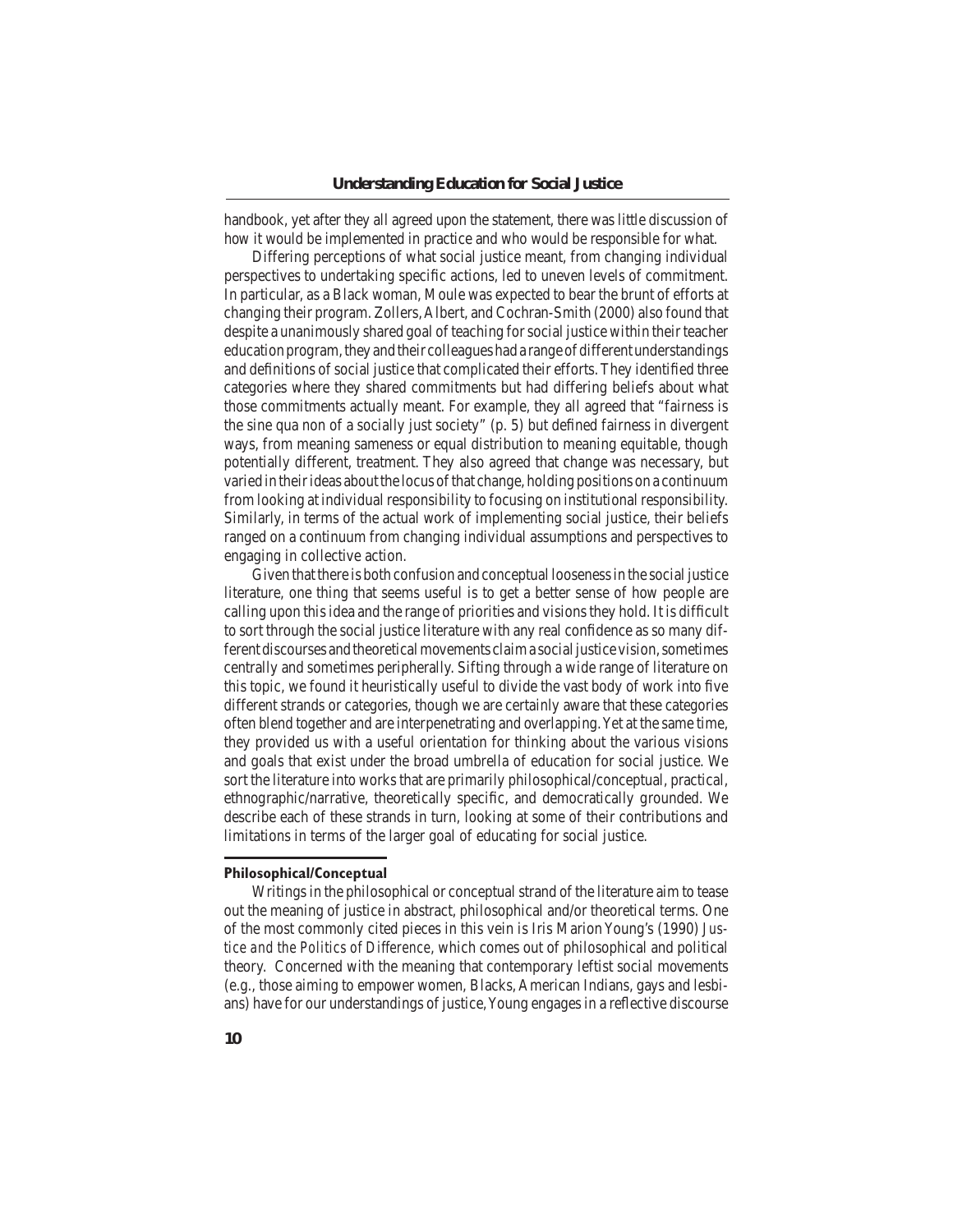handbook, yet after they all agreed upon the statement, there was little discussion of how it would be implemented in practice and who would be responsible for what.

Differing perceptions of what social justice meant, from changing individual perspectives to undertaking specific actions, led to uneven levels of commitment. In particular, as a Black woman, Moule was expected to bear the brunt of efforts at changing their program. Zollers, Albert, and Cochran-Smith (2000) also found that despite a unanimously shared goal of teaching for social justice within their teacher education program, they and their colleagues had a range of different understandings and definitions of social justice that complicated their efforts. They identified three categories where they shared commitments but had differing beliefs about what those commitments actually meant. For example, they all agreed that "fairness is the sine qua non of a socially just society" (p. 5) but defined fairness in divergent ways, from meaning sameness or equal distribution to meaning equitable, though potentially different, treatment. They also agreed that change was necessary, but varied in their ideas about the locus of that change, holding positions on a continuum from looking at individual responsibility to focusing on institutional responsibility. Similarly, in terms of the actual work of implementing social justice, their beliefs ranged on a continuum from changing individual assumptions and perspectives to engaging in collective action.

Given that there is both confusion and conceptual looseness in the social justice literature, one thing that seems useful is to get a better sense of how people are calling upon this idea and the range of priorities and visions they hold. It is difficult to sort through the social justice literature with any real confidence as so many different discourses and theoretical movements claim a social justice vision, sometimes centrally and sometimes peripherally. Sifting through a wide range of literature on this topic, we found it heuristically useful to divide the vast body of work into five different strands or categories, though we are certainly aware that these categories often blend together and are interpenetrating and overlapping. Yet at the same time, they provided us with a useful orientation for thinking about the various visions and goals that exist under the broad umbrella of education for social justice. We sort the literature into works that are primarily philosophical/conceptual, practical, ethnographic/narrative, theoretically specific, and democratically grounded. We describe each of these strands in turn, looking at some of their contributions and limitations in terms of the larger goal of educating for social justice.

### Philosophical/Conceptual

Writings in the philosophical or conceptual strand of the literature aim to tease out the meaning of justice in abstract, philosophical and/or theoretical terms. One of the most commonly cited pieces in this vein is Iris Marion Young's (1990) *Justice and the Politics of Difference*, which comes out of philosophical and political theory. Concerned with the meaning that contemporary leftist social movements (e.g., those aiming to empower women, Blacks, American Indians, gays and lesbians) have for our understandings of justice, Young engages in a reflective discourse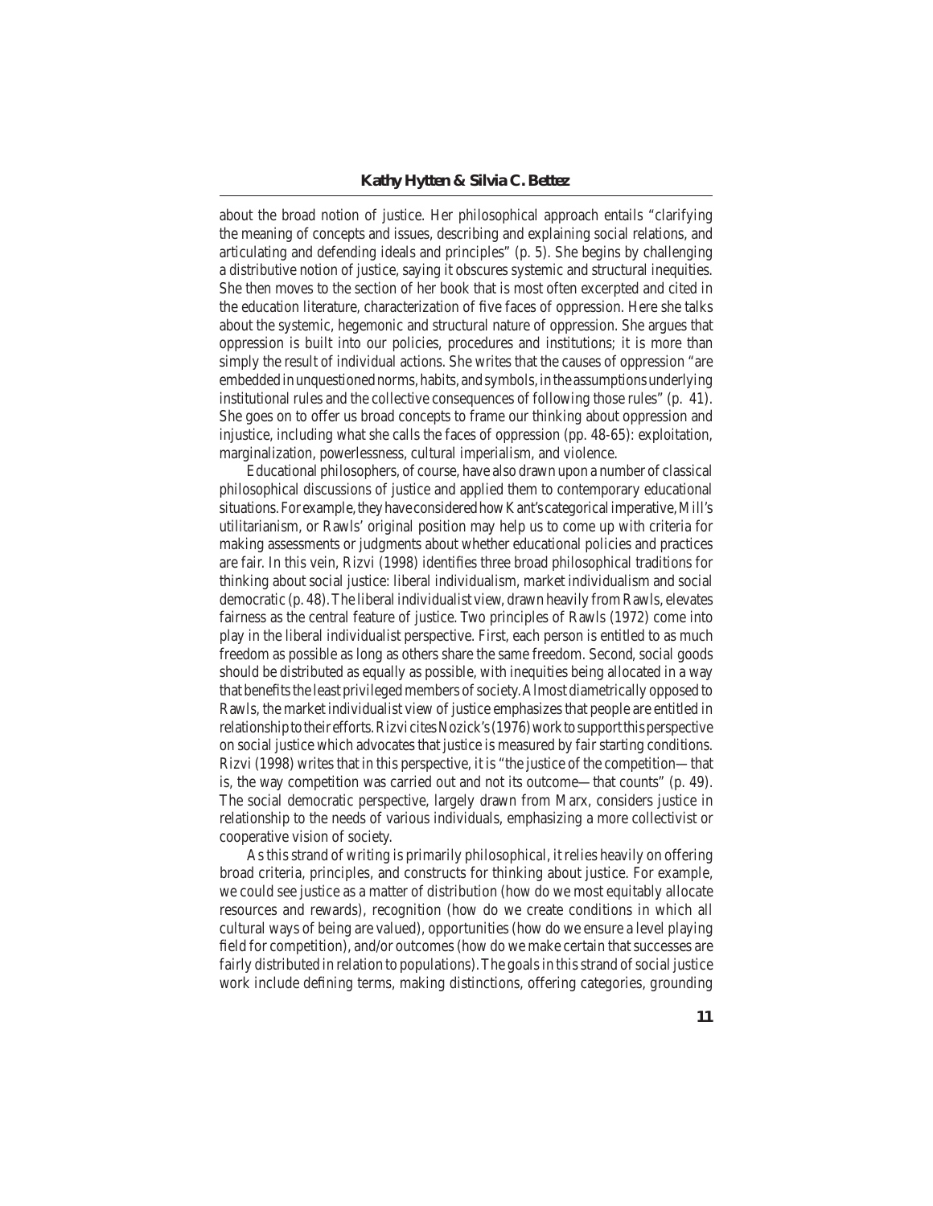about the broad notion of justice. Her philosophical approach entails "clarifying the meaning of concepts and issues, describing and explaining social relations, and articulating and defending ideals and principles" (p. 5). She begins by challenging a distributive notion of justice, saying it obscures systemic and structural inequities. She then moves to the section of her book that is most often excerpted and cited in the education literature, characterization of five faces of oppression. Here she talks about the systemic, hegemonic and structural nature of oppression. She argues that oppression is built into our policies, procedures and institutions; it is more than simply the result of individual actions. She writes that the causes of oppression "are embedded in unquestioned norms, habits, and symbols, in the assumptions underlying institutional rules and the collective consequences of following those rules" (p. 41). She goes on to offer us broad concepts to frame our thinking about oppression and injustice, including what she calls the faces of oppression (pp. 48-65): exploitation, marginalization, powerlessness, cultural imperialism, and violence.

Educational philosophers, of course, have also drawn upon a number of classical philosophical discussions of justice and applied them to contemporary educational situations. For example, they have considered how Kant's categorical imperative, Mill's utilitarianism, or Rawls' original position may help us to come up with criteria for making assessments or judgments about whether educational policies and practices are fair. In this vein, Rizvi (1998) identifies three broad philosophical traditions for thinking about social justice: liberal individualism, market individualism and social democratic (p. 48). The liberal individualist view, drawn heavily from Rawls, elevates fairness as the central feature of justice. Two principles of Rawls (1972) come into play in the liberal individualist perspective. First, each person is entitled to as much freedom as possible as long as others share the same freedom. Second, social goods should be distributed as equally as possible, with inequities being allocated in a way that benefits the least privileged members of society. Almost diametrically opposed to Rawls, the market individualist view of justice emphasizes that people are entitled in relationship to their efforts. Rizvi cites Nozick's (1976) work to support this perspective on social justice which advocates that justice is measured by fair starting conditions. Rizvi (1998) writes that in this perspective, it is "the justice of the competition—that is, the way competition was carried out and not its outcome—that counts" (p. 49). The social democratic perspective, largely drawn from Marx, considers justice in relationship to the needs of various individuals, emphasizing a more collectivist or cooperative vision of society.

As this strand of writing is primarily philosophical, it relies heavily on offering broad criteria, principles, and constructs for thinking about justice. For example, we could see justice as a matter of distribution (how do we most equitably allocate resources and rewards), recognition (how do we create conditions in which all cultural ways of being are valued), opportunities (how do we ensure a level playing field for competition), and/or outcomes (how do we make certain that successes are fairly distributed in relation to populations). The goals in this strand of social justice work include defining terms, making distinctions, offering categories, grounding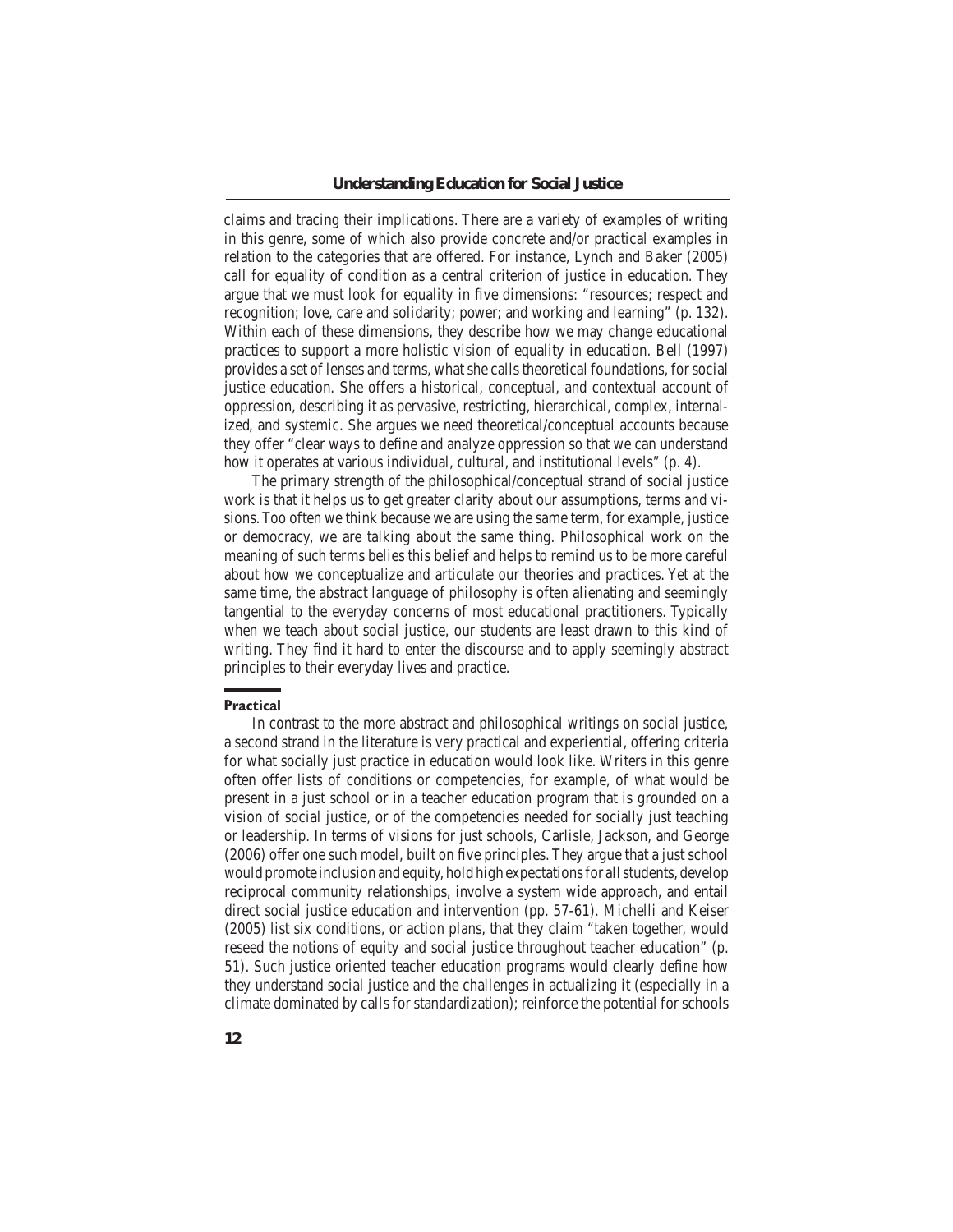claims and tracing their implications. There are a variety of examples of writing in this genre, some of which also provide concrete and/or practical examples in relation to the categories that are offered. For instance, Lynch and Baker (2005) call for equality of condition as a central criterion of justice in education. They argue that we must look for equality in five dimensions: "resources; respect and recognition; love, care and solidarity; power; and working and learning" (p. 132). Within each of these dimensions, they describe how we may change educational practices to support a more holistic vision of equality in education. Bell (1997) provides a set of lenses and terms, what she calls theoretical foundations, for social justice education. She offers a historical, conceptual, and contextual account of oppression, describing it as pervasive, restricting, hierarchical, complex, internalized, and systemic. She argues we need theoretical/conceptual accounts because they offer "clear ways to define and analyze oppression so that we can understand how it operates at various individual, cultural, and institutional levels" (p. 4).

The primary strength of the philosophical/conceptual strand of social justice work is that it helps us to get greater clarity about our assumptions, terms and visions. Too often we think because we are using the same term, for example, justice or democracy, we are talking about the same thing. Philosophical work on the meaning of such terms belies this belief and helps to remind us to be more careful about how we conceptualize and articulate our theories and practices. Yet at the same time, the abstract language of philosophy is often alienating and seemingly tangential to the everyday concerns of most educational practitioners. Typically when we teach about social justice, our students are least drawn to this kind of writing. They find it hard to enter the discourse and to apply seemingly abstract principles to their everyday lives and practice.

### Practical

In contrast to the more abstract and philosophical writings on social justice, a second strand in the literature is very practical and experiential, offering criteria for what socially just practice in education would look like. Writers in this genre often offer lists of conditions or competencies, for example, of what would be present in a just school or in a teacher education program that is grounded on a vision of social justice, or of the competencies needed for socially just teaching or leadership. In terms of visions for just schools, Carlisle, Jackson, and George (2006) offer one such model, built on five principles. They argue that a just school would promote inclusion and equity, hold high expectations for all students, develop reciprocal community relationships, involve a system wide approach, and entail direct social justice education and intervention (pp. 57-61). Michelli and Keiser (2005) list six conditions, or action plans, that they claim "taken together, would reseed the notions of equity and social justice throughout teacher education" (p. 51). Such justice oriented teacher education programs would clearly define how they understand social justice and the challenges in actualizing it (especially in a climate dominated by calls for standardization); reinforce the potential for schools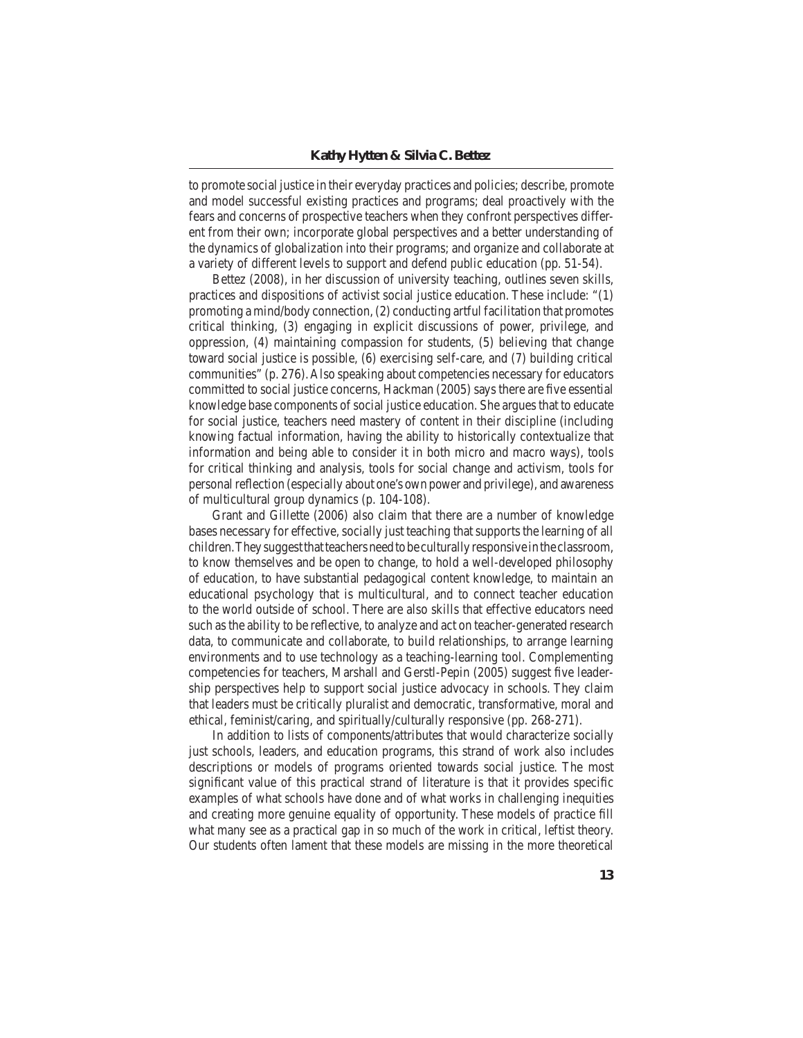to promote social justice in their everyday practices and policies; describe, promote and model successful existing practices and programs; deal proactively with the fears and concerns of prospective teachers when they confront perspectives different from their own; incorporate global perspectives and a better understanding of the dynamics of globalization into their programs; and organize and collaborate at a variety of different levels to support and defend public education (pp. 51-54).

Bettez (2008), in her discussion of university teaching, outlines seven skills, practices and dispositions of activist social justice education. These include: "(1) promoting a mind/body connection, (2) conducting artful facilitation that promotes critical thinking, (3) engaging in explicit discussions of power, privilege, and oppression, (4) maintaining compassion for students, (5) believing that change toward social justice is possible, (6) exercising self-care, and (7) building critical communities" (p. 276). Also speaking about competencies necessary for educators committed to social justice concerns, Hackman (2005) says there are five essential knowledge base components of social justice education. She argues that to educate for social justice, teachers need mastery of content in their discipline (including knowing factual information, having the ability to historically contextualize that information and being able to consider it in both micro and macro ways), tools for critical thinking and analysis, tools for social change and activism, tools for personal reflection (especially about one's own power and privilege), and awareness of multicultural group dynamics (p. 104-108).

Grant and Gillette (2006) also claim that there are a number of knowledge bases necessary for effective, socially just teaching that supports the learning of all children. They suggest that teachers need to be culturally responsive in the classroom, to know themselves and be open to change, to hold a well-developed philosophy of education, to have substantial pedagogical content knowledge, to maintain an educational psychology that is multicultural, and to connect teacher education to the world outside of school. There are also skills that effective educators need such as the ability to be reflective, to analyze and act on teacher-generated research data, to communicate and collaborate, to build relationships, to arrange learning environments and to use technology as a teaching-learning tool. Complementing competencies for teachers, Marshall and Gerstl-Pepin (2005) suggest five leadership perspectives help to support social justice advocacy in schools. They claim that leaders must be critically pluralist and democratic, transformative, moral and ethical, feminist/caring, and spiritually/culturally responsive (pp. 268-271).

In addition to lists of components/attributes that would characterize socially just schools, leaders, and education programs, this strand of work also includes descriptions or models of programs oriented towards social justice. The most significant value of this practical strand of literature is that it provides specific examples of what schools have done and of what works in challenging inequities and creating more genuine equality of opportunity. These models of practice fill what many see as a practical gap in so much of the work in critical, leftist theory. Our students often lament that these models are missing in the more theoretical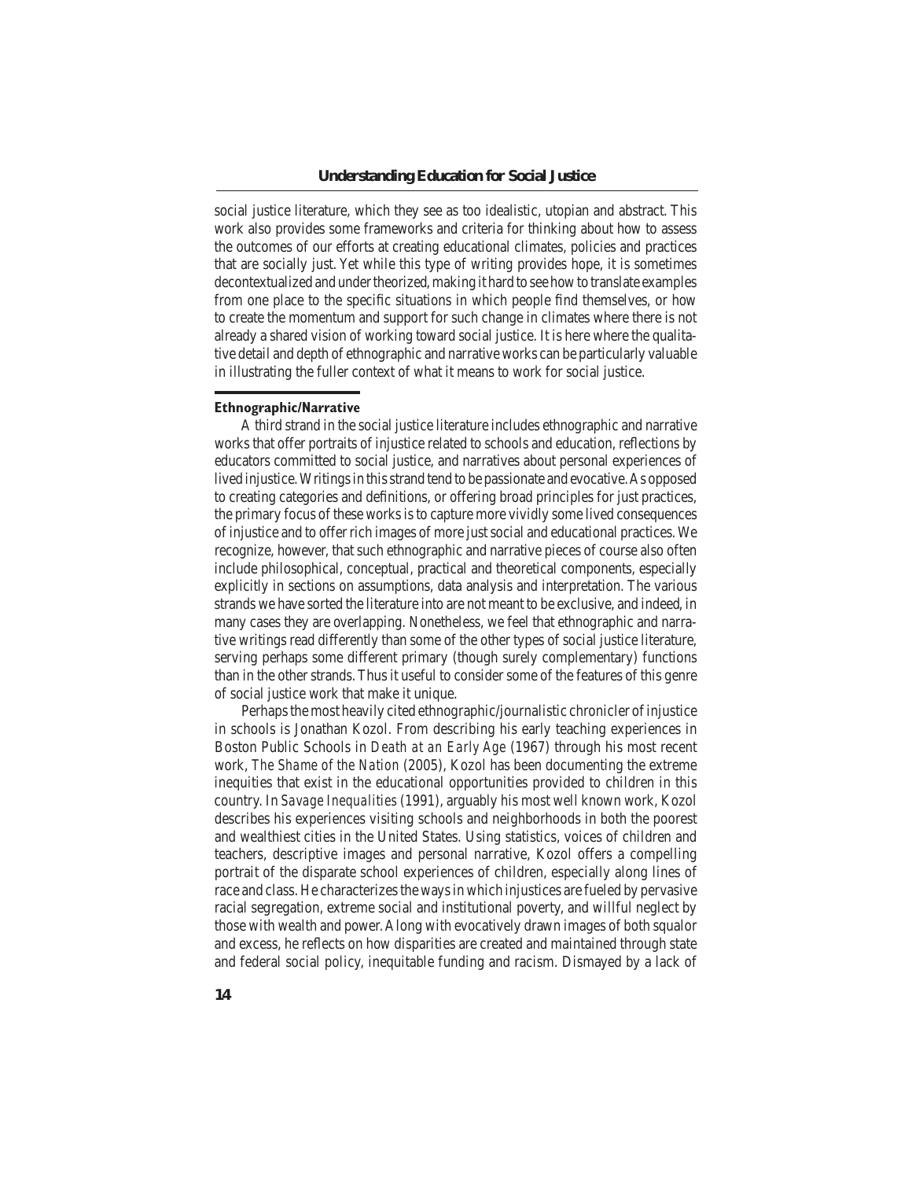social justice literature, which they see as too idealistic, utopian and abstract. This work also provides some frameworks and criteria for thinking about how to assess the outcomes of our efforts at creating educational climates, policies and practices that are socially just. Yet while this type of writing provides hope, it is sometimes decontextualized and under theorized, making it hard to see how to translate examples from one place to the specific situations in which people find themselves, or how to create the momentum and support for such change in climates where there is not already a shared vision of working toward social justice. It is here where the qualitative detail and depth of ethnographic and narrative works can be particularly valuable in illustrating the fuller context of what it means to work for social justice.

### Ethnographic/Narrative

A third strand in the social justice literature includes ethnographic and narrative works that offer portraits of injustice related to schools and education, reflections by educators committed to social justice, and narratives about personal experiences of lived injustice. Writings in this strand tend to be passionate and evocative. As opposed to creating categories and definitions, or offering broad principles for just practices, the primary focus of these works is to capture more vividly some lived consequences of injustice and to offer rich images of more just social and educational practices. We recognize, however, that such ethnographic and narrative pieces of course also often include philosophical, conceptual, practical and theoretical components, especially explicitly in sections on assumptions, data analysis and interpretation. The various strands we have sorted the literature into are not meant to be exclusive, and indeed, in many cases they are overlapping. Nonetheless, we feel that ethnographic and narrative writings read differently than some of the other types of social justice literature, serving perhaps some different primary (though surely complementary) functions than in the other strands. Thus it useful to consider some of the features of this genre of social justice work that make it unique.

Perhaps the most heavily cited ethnographic/journalistic chronicler of injustice in schools is Jonathan Kozol. From describing his early teaching experiences in Boston Public Schools in *Death at an Early Age* (1967) through his most recent work, *The Shame of the Nation* (2005), Kozol has been documenting the extreme inequities that exist in the educational opportunities provided to children in this country. In *Savage Inequalities* (1991), arguably his most well known work, Kozol describes his experiences visiting schools and neighborhoods in both the poorest and wealthiest cities in the United States. Using statistics, voices of children and teachers, descriptive images and personal narrative, Kozol offers a compelling portrait of the disparate school experiences of children, especially along lines of race and class. He characterizes the ways in which injustices are fueled by pervasive racial segregation, extreme social and institutional poverty, and willful neglect by those with wealth and power. Along with evocatively drawn images of both squalor and excess, he reflects on how disparities are created and maintained through state and federal social policy, inequitable funding and racism. Dismayed by a lack of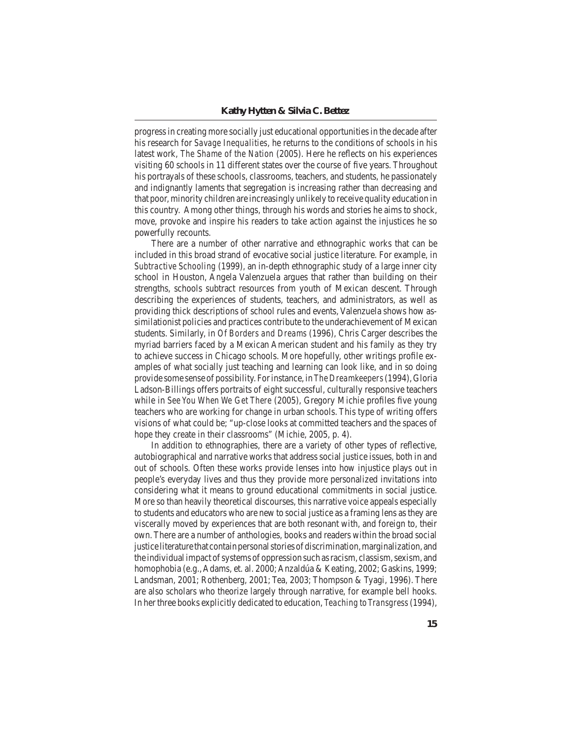progress in creating more socially just educational opportunities in the decade after his research for *Savage Inequalities*, he returns to the conditions of schools in his latest work, *The Shame of the Nation* (2005). Here he reflects on his experiences visiting 60 schools in 11 different states over the course of five years. Throughout his portrayals of these schools, classrooms, teachers, and students, he passionately and indignantly laments that segregation is increasing rather than decreasing and that poor, minority children are increasingly unlikely to receive quality education in this country. Among other things, through his words and stories he aims to shock, move, provoke and inspire his readers to take action against the injustices he so powerfully recounts.

There are a number of other narrative and ethnographic works that can be included in this broad strand of evocative social justice literature. For example, in *Subtractive Schooling* (1999), an in-depth ethnographic study of a large inner city school in Houston, Angela Valenzuela argues that rather than building on their strengths, schools subtract resources from youth of Mexican descent. Through describing the experiences of students, teachers, and administrators, as well as providing thick descriptions of school rules and events, Valenzuela shows how assimilationist policies and practices contribute to the underachievement of Mexican students. Similarly, in *Of Borders and Dreams* (1996), Chris Carger describes the myriad barriers faced by a Mexican American student and his family as they try to achieve success in Chicago schools. More hopefully, other writings profile examples of what socially just teaching and learning can look like, and in so doing provide some sense of possibility. For instance, in *The Dreamkeepers* (1994), Gloria Ladson-Billings offers portraits of eight successful, culturally responsive teachers while in *See You When We Get There* (2005), Gregory Michie profiles five young teachers who are working for change in urban schools. This type of writing offers visions of what could be; "up-close looks at committed teachers and the spaces of hope they create in their classrooms" (Michie, 2005, p. 4).

In addition to ethnographies, there are a variety of other types of reflective, autobiographical and narrative works that address social justice issues, both in and out of schools. Often these works provide lenses into how injustice plays out in people's everyday lives and thus they provide more personalized invitations into considering what it means to ground educational commitments in social justice. More so than heavily theoretical discourses, this narrative voice appeals especially to students and educators who are new to social justice as a framing lens as they are viscerally moved by experiences that are both resonant with, and foreign to, their own. There are a number of anthologies, books and readers within the broad social justice literature that contain personal stories of discrimination, marginalization, and the individual impact of systems of oppression such as racism, classism, sexism, and homophobia (e.g., Adams, et. al. 2000; Anzaldúa & Keating, 2002; Gaskins, 1999; Landsman, 2001; Rothenberg, 2001; Tea, 2003; Thompson & Tyagi, 1996). There are also scholars who theorize largely through narrative, for example bell hooks. In her three books explicitly dedicated to education, *Teaching to Transgress* (1994),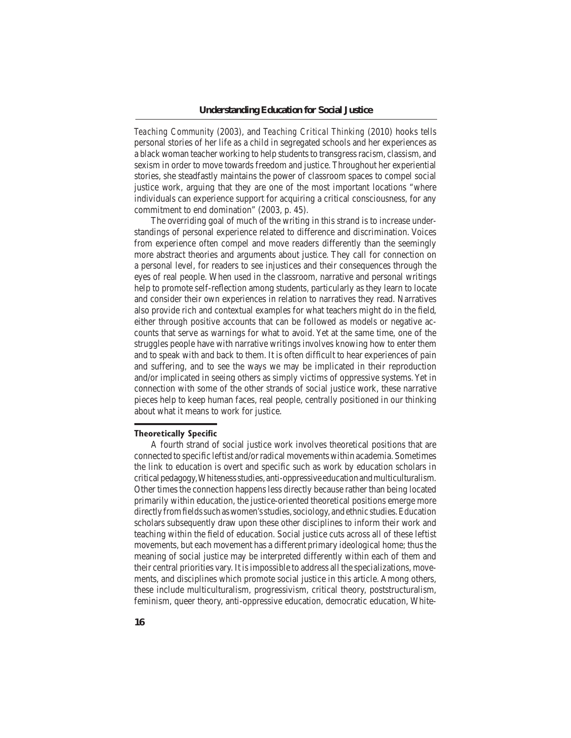*Teaching Community* (2003), and *Teaching Critical Thinking* (2010) hooks tells personal stories of her life as a child in segregated schools and her experiences as a black woman teacher working to help students to transgress racism, classism, and sexism in order to move towards freedom and justice. Throughout her experiential stories, she steadfastly maintains the power of classroom spaces to compel social justice work, arguing that they are one of the most important locations "where individuals can experience support for acquiring a critical consciousness, for any commitment to end domination" (2003, p. 45).

The overriding goal of much of the writing in this strand is to increase understandings of personal experience related to difference and discrimination. Voices from experience often compel and move readers differently than the seemingly more abstract theories and arguments about justice. They call for connection on a personal level, for readers to see injustices and their consequences through the eyes of real people. When used in the classroom, narrative and personal writings help to promote self-reflection among students, particularly as they learn to locate and consider their own experiences in relation to narratives they read. Narratives also provide rich and contextual examples for what teachers might do in the field, either through positive accounts that can be followed as models or negative accounts that serve as warnings for what to avoid. Yet at the same time, one of the struggles people have with narrative writings involves knowing how to enter them and to speak with and back to them. It is often difficult to hear experiences of pain and suffering, and to see the ways we may be implicated in their reproduction and/or implicated in seeing others as simply victims of oppressive systems. Yet in connection with some of the other strands of social justice work, these narrative pieces help to keep human faces, real people, centrally positioned in our thinking about what it means to work for justice.

### Theoretically Specific

A fourth strand of social justice work involves theoretical positions that are connected to specific leftist and/or radical movements within academia. Sometimes the link to education is overt and specific such as work by education scholars in critical pedagogy, Whiteness studies, anti-oppressive education and multiculturalism. Other times the connection happens less directly because rather than being located primarily within education, the justice-oriented theoretical positions emerge more directly from fields such as women's studies, sociology, and ethnic studies. Education scholars subsequently draw upon these other disciplines to inform their work and teaching within the field of education. Social justice cuts across all of these leftist movements, but each movement has a different primary ideological home; thus the meaning of social justice may be interpreted differently within each of them and their central priorities vary. It is impossible to address all the specializations, movements, and disciplines which promote social justice in this article. Among others, these include multiculturalism, progressivism, critical theory, poststructuralism, feminism, queer theory, anti-oppressive education, democratic education, White-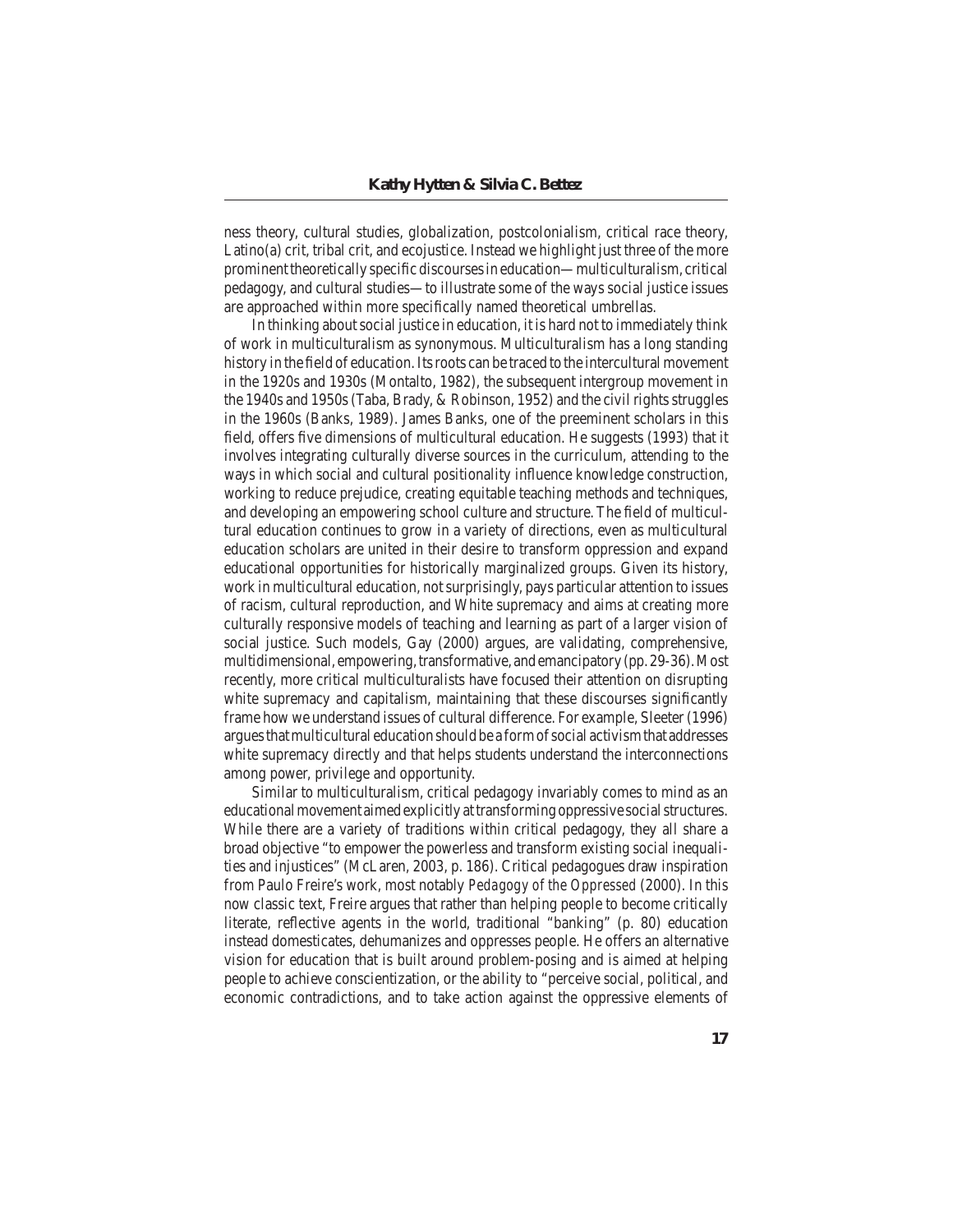ness theory, cultural studies, globalization, postcolonialism, critical race theory, Latino(a) crit, tribal crit, and ecojustice. Instead we highlight just three of the more prominent theoretically specific discourses in education—multiculturalism, critical pedagogy, and cultural studies—to illustrate some of the ways social justice issues are approached within more specifically named theoretical umbrellas.

In thinking about social justice in education, it is hard not to immediately think of work in multiculturalism as synonymous. Multiculturalism has a long standing history in the field of education. Its roots can be traced to the intercultural movement in the 1920s and 1930s (Montalto, 1982), the subsequent intergroup movement in the 1940s and 1950s (Taba, Brady, & Robinson, 1952) and the civil rights struggles in the 1960s (Banks, 1989). James Banks, one of the preeminent scholars in this field, offers five dimensions of multicultural education. He suggests (1993) that it involves integrating culturally diverse sources in the curriculum, attending to the ways in which social and cultural positionality influence knowledge construction, working to reduce prejudice, creating equitable teaching methods and techniques, and developing an empowering school culture and structure. The field of multicultural education continues to grow in a variety of directions, even as multicultural education scholars are united in their desire to transform oppression and expand educational opportunities for historically marginalized groups. Given its history, work in multicultural education, not surprisingly, pays particular attention to issues of racism, cultural reproduction, and White supremacy and aims at creating more culturally responsive models of teaching and learning as part of a larger vision of social justice. Such models, Gay (2000) argues, are validating, comprehensive, multidimensional, empowering, transformative, and emancipatory (pp. 29-36). Most recently, more critical multiculturalists have focused their attention on disrupting white supremacy and capitalism, maintaining that these discourses significantly frame how we understand issues of cultural difference. For example, Sleeter (1996) argues that multicultural education should be a form of social activism that addresses white supremacy directly and that helps students understand the interconnections among power, privilege and opportunity.

Similar to multiculturalism, critical pedagogy invariably comes to mind as an educational movement aimed explicitly at transforming oppressive social structures. While there are a variety of traditions within critical pedagogy, they all share a broad objective "to empower the powerless and transform existing social inequalities and injustices" (McLaren, 2003, p. 186). Critical pedagogues draw inspiration from Paulo Freire's work, most notably *Pedagogy of the Oppressed* (2000). In this now classic text, Freire argues that rather than helping people to become critically literate, reflective agents in the world, traditional "banking" (p. 80) education instead domesticates, dehumanizes and oppresses people. He offers an alternative vision for education that is built around problem-posing and is aimed at helping people to achieve conscientization, or the ability to "perceive social, political, and economic contradictions, and to take action against the oppressive elements of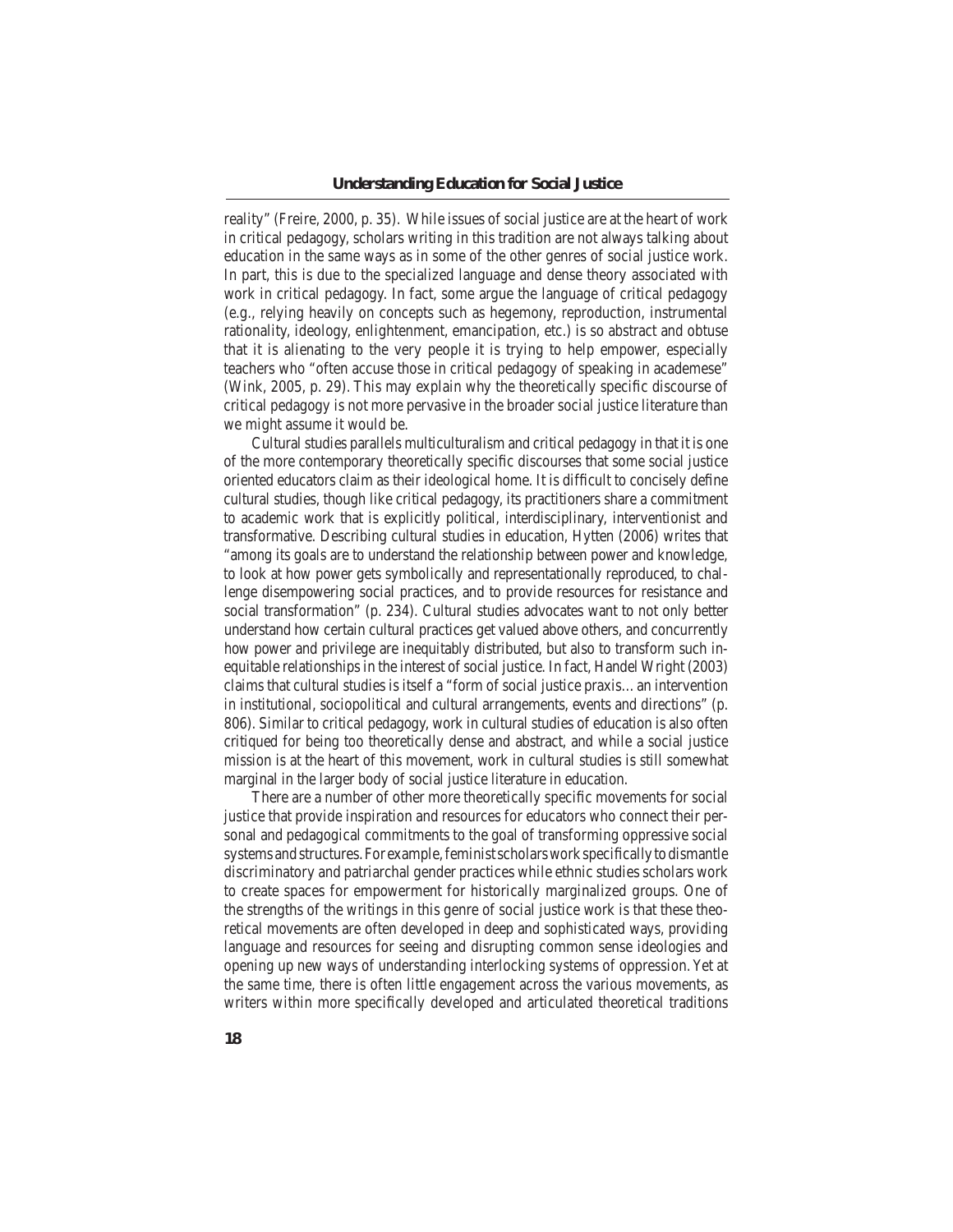reality" (Freire, 2000, p. 35). While issues of social justice are at the heart of work in critical pedagogy, scholars writing in this tradition are not always talking about education in the same ways as in some of the other genres of social justice work. In part, this is due to the specialized language and dense theory associated with work in critical pedagogy. In fact, some argue the language of critical pedagogy (e.g., relying heavily on concepts such as hegemony, reproduction, instrumental rationality, ideology, enlightenment, emancipation, etc.) is so abstract and obtuse that it is alienating to the very people it is trying to help empower, especially teachers who "often accuse those in critical pedagogy of speaking in academese" (Wink, 2005, p. 29). This may explain why the theoretically specific discourse of critical pedagogy is not more pervasive in the broader social justice literature than we might assume it would be.

Cultural studies parallels multiculturalism and critical pedagogy in that it is one of the more contemporary theoretically specific discourses that some social justice oriented educators claim as their ideological home. It is difficult to concisely define cultural studies, though like critical pedagogy, its practitioners share a commitment to academic work that is explicitly political, interdisciplinary, interventionist and transformative. Describing cultural studies in education, Hytten (2006) writes that "among its goals are to understand the relationship between power and knowledge, to look at how power gets symbolically and representationally reproduced, to challenge disempowering social practices, and to provide resources for resistance and social transformation" (p. 234). Cultural studies advocates want to not only better understand how certain cultural practices get valued above others, and concurrently how power and privilege are inequitably distributed, but also to transform such inequitable relationships in the interest of social justice. In fact, Handel Wright (2003) claims that cultural studies is itself a "form of social justice praxis… an intervention in institutional, sociopolitical and cultural arrangements, events and directions" (p. 806). Similar to critical pedagogy, work in cultural studies of education is also often critiqued for being too theoretically dense and abstract, and while a social justice mission is at the heart of this movement, work in cultural studies is still somewhat marginal in the larger body of social justice literature in education.

There are a number of other more theoretically specific movements for social justice that provide inspiration and resources for educators who connect their personal and pedagogical commitments to the goal of transforming oppressive social systems and structures. For example, feminist scholars work specifically to dismantle discriminatory and patriarchal gender practices while ethnic studies scholars work to create spaces for empowerment for historically marginalized groups. One of the strengths of the writings in this genre of social justice work is that these theoretical movements are often developed in deep and sophisticated ways, providing language and resources for seeing and disrupting common sense ideologies and opening up new ways of understanding interlocking systems of oppression. Yet at the same time, there is often little engagement across the various movements, as writers within more specifically developed and articulated theoretical traditions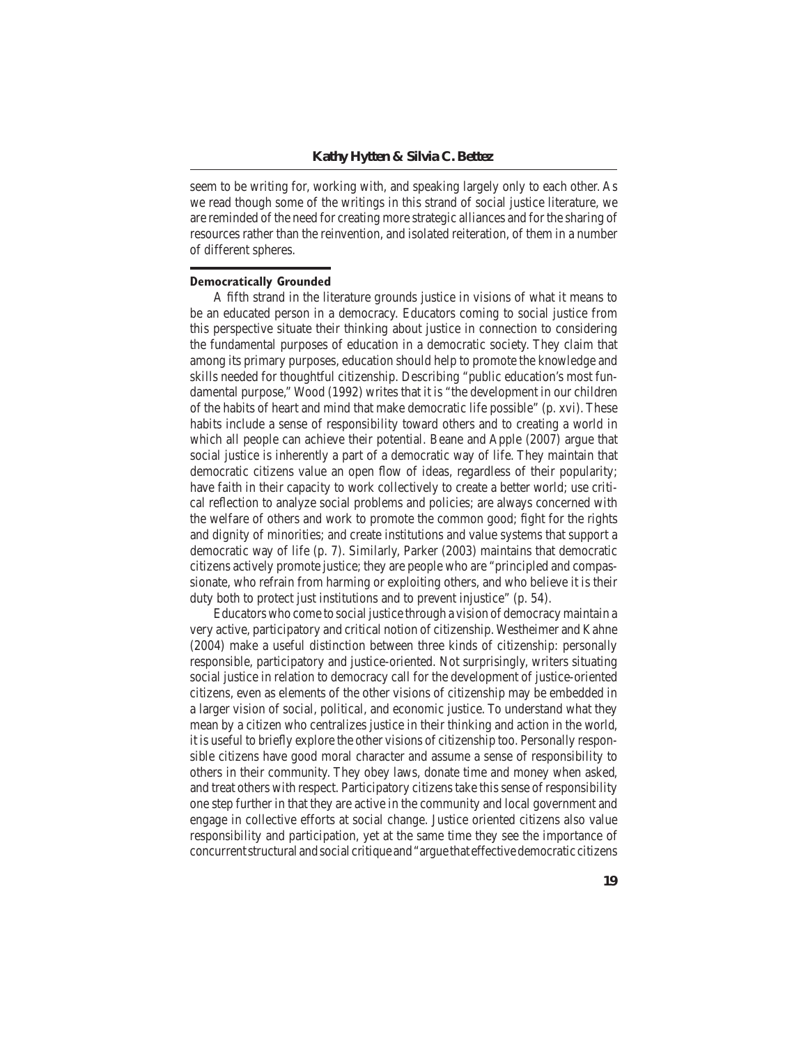seem to be writing for, working with, and speaking largely only to each other. As we read though some of the writings in this strand of social justice literature, we are reminded of the need for creating more strategic alliances and for the sharing of resources rather than the reinvention, and isolated reiteration, of them in a number of different spheres.

### Democratically Grounded

A fifth strand in the literature grounds justice in visions of what it means to be an educated person in a democracy. Educators coming to social justice from this perspective situate their thinking about justice in connection to considering the fundamental purposes of education in a democratic society. They claim that among its primary purposes, education should help to promote the knowledge and skills needed for thoughtful citizenship. Describing "public education's most fundamental purpose," Wood (1992) writes that it is "the development in our children of the habits of heart and mind that make democratic life possible" (p. xvi). These habits include a sense of responsibility toward others and to creating a world in which all people can achieve their potential. Beane and Apple (2007) argue that social justice is inherently a part of a democratic way of life. They maintain that democratic citizens value an open flow of ideas, regardless of their popularity; have faith in their capacity to work collectively to create a better world; use critical reflection to analyze social problems and policies; are always concerned with the welfare of others and work to promote the common good; fight for the rights and dignity of minorities; and create institutions and value systems that support a democratic way of life (p. 7). Similarly, Parker (2003) maintains that democratic citizens actively promote justice; they are people who are "principled and compassionate, who refrain from harming or exploiting others, and who believe it is their duty both to protect just institutions and to prevent injustice" (p. 54).

Educators who come to social justice through a vision of democracy maintain a very active, participatory and critical notion of citizenship. Westheimer and Kahne (2004) make a useful distinction between three kinds of citizenship: personally responsible, participatory and justice-oriented. Not surprisingly, writers situating social justice in relation to democracy call for the development of justice-oriented citizens, even as elements of the other visions of citizenship may be embedded in a larger vision of social, political, and economic justice. To understand what they mean by a citizen who centralizes justice in their thinking and action in the world, it is useful to briefly explore the other visions of citizenship too. Personally responsible citizens have good moral character and assume a sense of responsibility to others in their community. They obey laws, donate time and money when asked, and treat others with respect. Participatory citizens take this sense of responsibility one step further in that they are active in the community and local government and engage in collective efforts at social change. Justice oriented citizens also value responsibility and participation, yet at the same time they see the importance of concurrent structural and social critique and "argue that effective democratic citizens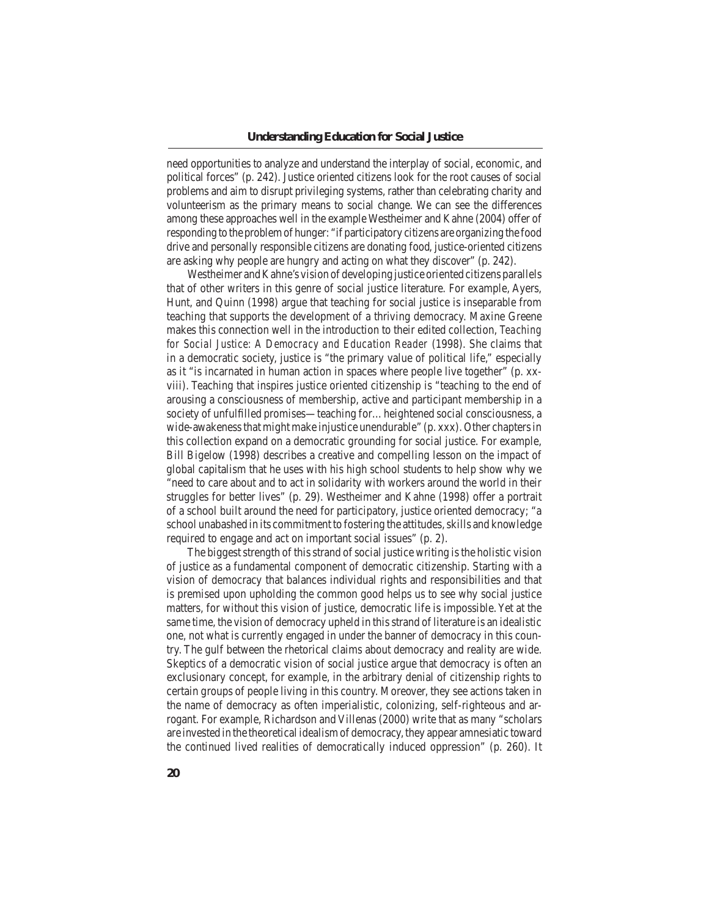need opportunities to analyze and understand the interplay of social, economic, and political forces" (p. 242). Justice oriented citizens look for the root causes of social problems and aim to disrupt privileging systems, rather than celebrating charity and volunteerism as the primary means to social change. We can see the differences among these approaches well in the example Westheimer and Kahne (2004) offer of responding to the problem of hunger: "if participatory citizens are organizing the food drive and personally responsible citizens are donating food, justice-oriented citizens are asking why people are hungry and acting on what they discover" (p. 242).

Westheimer and Kahne's vision of developing justice oriented citizens parallels that of other writers in this genre of social justice literature. For example, Ayers, Hunt, and Quinn (1998) argue that teaching for social justice is inseparable from teaching that supports the development of a thriving democracy. Maxine Greene makes this connection well in the introduction to their edited collection, *Teaching for Social Justice: A Democracy and Education Reader* (1998). She claims that in a democratic society, justice is "the primary value of political life," especially as it "is incarnated in human action in spaces where people live together" (p. xxviii). Teaching that inspires justice oriented citizenship is "teaching to the end of arousing a consciousness of membership, active and participant membership in a society of unfulfilled promises—teaching for… heightened social consciousness, a wide-awakeness that might make injustice unendurable" (p. xxx). Other chapters in this collection expand on a democratic grounding for social justice. For example, Bill Bigelow (1998) describes a creative and compelling lesson on the impact of global capitalism that he uses with his high school students to help show why we "need to care about and to act in solidarity with workers around the world in their struggles for better lives" (p. 29). Westheimer and Kahne (1998) offer a portrait of a school built around the need for participatory, justice oriented democracy; "a school unabashed in its commitment to fostering the attitudes, skills and knowledge required to engage and act on important social issues" (p. 2).

The biggest strength of this strand of social justice writing is the holistic vision of justice as a fundamental component of democratic citizenship. Starting with a vision of democracy that balances individual rights and responsibilities and that is premised upon upholding the common good helps us to see why social justice matters, for without this vision of justice, democratic life is impossible. Yet at the same time, the vision of democracy upheld in this strand of literature is an idealistic one, not what is currently engaged in under the banner of democracy in this country. The gulf between the rhetorical claims about democracy and reality are wide. Skeptics of a democratic vision of social justice argue that democracy is often an exclusionary concept, for example, in the arbitrary denial of citizenship rights to certain groups of people living in this country. Moreover, they see actions taken in the name of democracy as often imperialistic, colonizing, self-righteous and arrogant. For example, Richardson and Villenas (2000) write that as many "scholars are invested in the theoretical idealism of democracy, they appear amnesiatic toward the continued lived realities of democratically induced oppression" (p. 260). It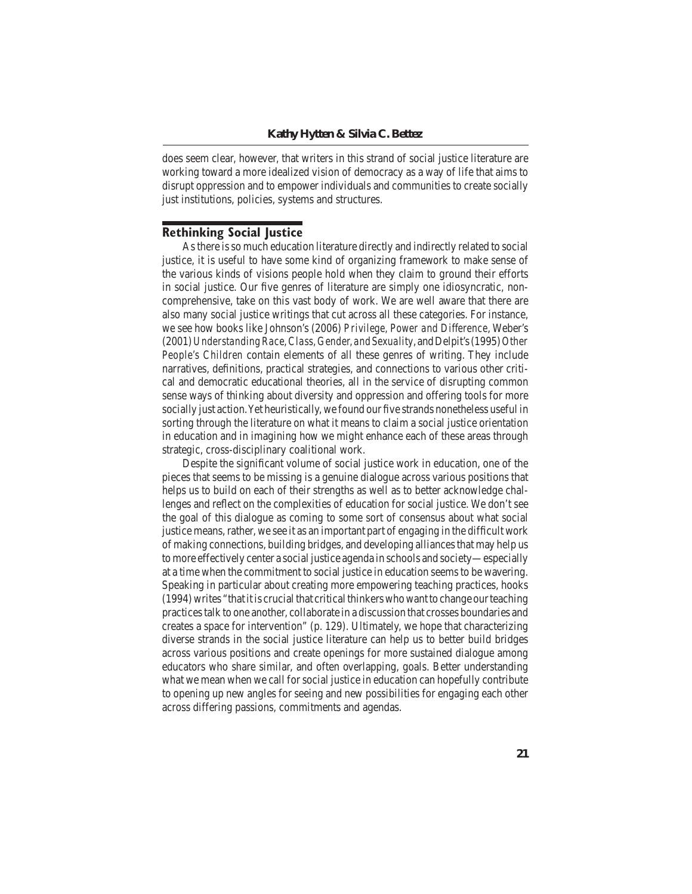does seem clear, however, that writers in this strand of social justice literature are working toward a more idealized vision of democracy as a way of life that aims to disrupt oppression and to empower individuals and communities to create socially just institutions, policies, systems and structures.

## Rethinking Social Justice

As there is so much education literature directly and indirectly related to social justice, it is useful to have some kind of organizing framework to make sense of the various kinds of visions people hold when they claim to ground their efforts in social justice. Our five genres of literature are simply one idiosyncratic, non-comprehensive, take on this vast body of work. We are well aware that there are also many social justice writings that cut across all these categories. For instance, we see how books like Johnson's (2006) *Privilege, Power and Difference*, Weber's (2001) *Understanding Race, Class, Gender, and Sexuality*, and Delpit's (1995) *Other People's Children* contain elements of all these genres of writing. They include narratives, definitions, practical strategies, and connections to various other critical and democratic educational theories, all in the service of disrupting common sense ways of thinking about diversity and oppression and offering tools for more socially just action. Yet heuristically, we found our five strands nonetheless useful in sorting through the literature on what it means to claim a social justice orientation in education and in imagining how we might enhance each of these areas through strategic, cross-disciplinary coalitional work.

Despite the significant volume of social justice work in education, one of the pieces that seems to be missing is a genuine dialogue across various positions that helps us to build on each of their strengths as well as to better acknowledge challenges and reflect on the complexities of education for social justice. We don't see the goal of this dialogue as coming to some sort of consensus about what social justice means, rather, we see it as an important part of engaging in the difficult work of making connections, building bridges, and developing alliances that may help us to more effectively center a social justice agenda in schools and society—especially at a time when the commitment to social justice in education seems to be wavering. Speaking in particular about creating more empowering teaching practices, hooks (1994) writes "that it is crucial that critical thinkers who want to change our teaching practices talk to one another, collaborate in a discussion that crosses boundaries and creates a space for intervention" (p. 129). Ultimately, we hope that characterizing diverse strands in the social justice literature can help us to better build bridges across various positions and create openings for more sustained dialogue among educators who share similar, and often overlapping, goals. Better understanding what we mean when we call for social justice in education can hopefully contribute to opening up new angles for seeing and new possibilities for engaging each other across differing passions, commitments and agendas.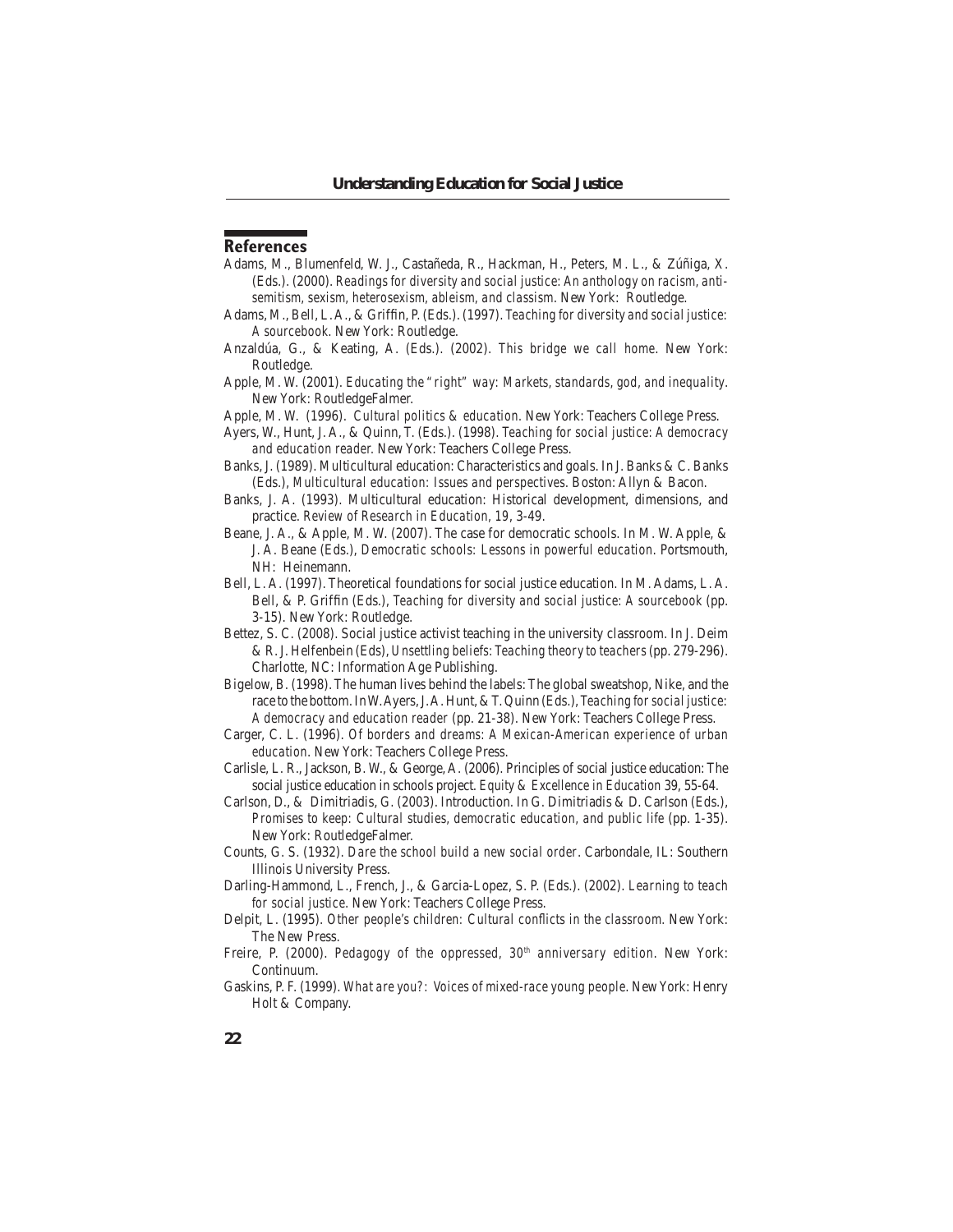## References

Adams, M., Blumenfeld, W. J., Castañeda, R., Hackman, H., Peters, M. L., & Zúñiga, X. (Eds.). (2000). *Readings for diversity and social justice: An anthology on racism, anti-semitism, sexism, heterosexism, ableism, and classism*. New York: Routledge.

Adams, M., Bell, L.A., & Griffin, P. (Eds.). (1997). *Teaching for diversity and social justice: A sourcebook*. New York: Routledge.

Anzaldúa, G., & Keating, A. (Eds.). (2002). *This bridge we call home*. New York: Routledge.

Apple, M. W. (2001). *Educating the "right" way: Markets, standards, god, and inequality*. New York: RoutledgeFalmer.

Apple, M. W. (1996). *Cultural politics & education*. New York: Teachers College Press.

Ayers, W., Hunt, J. A., & Quinn, T. (Eds.). (1998). *Teaching for social justice: A democracy and education reader*. New York: Teachers College Press.

Banks, J. (1989). Multicultural education: Characteristics and goals. In J. Banks & C. Banks (Eds.), *Multicultural education: Issues and perspectives*. Boston: Allyn & Bacon.

Banks, J. A. (1993). Multicultural education: Historical development, dimensions, and practice. *Review of Research in Education, 19*, 3-49.

Beane, J. A., & Apple, M. W. (2007). The case for democratic schools. In M. W. Apple, & J. A. Beane (Eds.), *Democratic schools: Lessons in powerful education*. Portsmouth, NH: Heinemann.

Bell, L. A. (1997). Theoretical foundations for social justice education. In M. Adams, L. A. Bell, & P. Griffin (Eds.), *Teaching for diversity and social justice: A sourcebook* (pp. 3-15). New York: Routledge.

Bettez, S. C. (2008). Social justice activist teaching in the university classroom. In J. Deim & R. J. Helfenbein (Eds), *Unsettling beliefs: Teaching theory to teachers* (pp. 279-296). Charlotte, NC: Information Age Publishing.

Bigelow, B. (1998). The human lives behind the labels: The global sweatshop, Nike, and the race to the bottom. In W. Ayers, J. A. Hunt, & T. Quinn (Eds.), *Teaching for social justice: A democracy and education reader* (pp. 21-38). New York: Teachers College Press.

Carger, C. L. (1996). *Of borders and dreams: A Mexican-American experience of urban education*. New York: Teachers College Press.

Carlisle, L. R., Jackson, B. W., & George, A. (2006). Principles of social justice education: The social justice education in schools project. *Equity & Excellence in Education* 39, 55-64.

Carlson, D., & Dimitriadis, G. (2003). Introduction. In G. Dimitriadis & D. Carlson (Eds.), *Promises to keep: Cultural studies, democratic education, and public life* (pp. 1-35). New York: RoutledgeFalmer.

Counts, G. S. (1932). *Dare the school build a new social order*. Carbondale, IL: Southern Illinois University Press.

Darling-Hammond, L., French, J., & Garcia-Lopez, S. P. (Eds.). (2002). *Learning to teach for social justice*. New York: Teachers College Press.

Delpit, L. (1995). *Other people's children: Cultural conflicts in the classroom*. New York: The New Press.

Freire, P. (2000). *Pedagogy of the oppressed, 30th anniversary edition*. New York: Continuum.

Gaskins, P. F. (1999). *What are you?: Voices of mixed-race young people*. New York: Henry Holt & Company.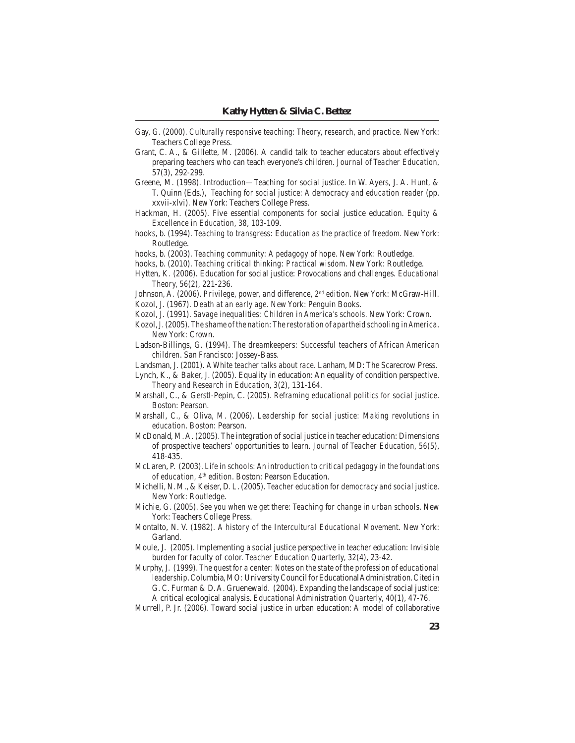Gay, G. (2000). *Culturally responsive teaching: Theory, research, and practice*. New York: Teachers College Press.

Grant, C. A., & Gillette, M. (2006). A candid talk to teacher educators about effectively preparing teachers who can teach everyone's children. *Journal of Teacher Education*, 57(3), 292-299.

Greene, M. (1998). Introduction—Teaching for social justice. In W. Ayers, J. A. Hunt, & T. Quinn (Eds.), *Teaching for social justice: A democracy and education reader* (pp. xxvii-xlvi). New York: Teachers College Press.

Hackman, H. (2005). Five essential components for social justice education. *Equity & Excellence in Education, 38*, 103-109.

hooks, b. (1994). *Teaching to transgress: Education as the practice of freedom*. New York: Routledge.

hooks, b. (2003). *Teaching community: A pedagogy of hope*. New York: Routledge.

hooks, b. (2010). *Teaching critical thinking: Practical wisdom*. New York: Routledge.

Hytten, K. (2006). Education for social justice: Provocations and challenges. *Educational Theory, 56*(2), 221-236.

Johnson, A. (2006). *Privilege, power, and difference, 2nd edition*. New York: McGraw-Hill.

Kozol, J. (1967). *Death at an early age*. New York: Penguin Books.

Kozol, J. (1991). *Savage inequalities: Children in America's schools*. New York: Crown.

Kozol, J. (2005). *The shame of the nation: The restoration of apartheid schooling in America*. New York: Crown.

Ladson-Billings, G. (1994). *The dreamkeepers: Successful teachers of African American children*. San Francisco: Jossey-Bass.

Landsman, J. (2001). *A White teacher talks about race*. Lanham, MD: The Scarecrow Press.

Lynch, K., & Baker, J. (2005). Equality in education: An equality of condition perspective. *Theory and Research in Education*, 3(2), 131-164.

Marshall, C., & Gerstl-Pepin, C. (2005). *Reframing educational politics for social justice*. Boston: Pearson.

Marshall, C., & Oliva, M. (2006). *Leadership for social justice: Making revolutions in education*. Boston: Pearson.

McDonald, M. A. (2005). The integration of social justice in teacher education: Dimensions of prospective teachers' opportunities to learn. *Journal of Teacher Education, 56*(5), 418-435.

McLaren, P. (2003). *Life in schools: An introduction to critical pedagogy in the foundations of education, 4th edition*. Boston: Pearson Education.

Michelli, N. M., & Keiser, D. L. (2005). *Teacher education for democracy and social justice*. New York: Routledge.

Michie, G. (2005). *See you when we get there: Teaching for change in urban schools*. New York: Teachers College Press.

Montalto, N. V. (1982). *A history of the Intercultural Educational Movement*. New York: Garland.

Moule, J. (2005). Implementing a social justice perspective in teacher education: Invisible burden for faculty of color. *Teacher Education Quarterly*, 32(4), 23-42.

Murphy, J. (1999). *The quest for a center: Notes on the state of the profession of educational leadership*. Columbia, MO: University Council for Educational Administration. Cited in G. C. Furman & D. A. Gruenewald. (2004). Expanding the landscape of social justice: A critical ecological analysis. *Educational Administration Quarterly, 40*(1), 47-76.

Murrell, P. Jr. (2006). Toward social justice in urban education: A model of collaborative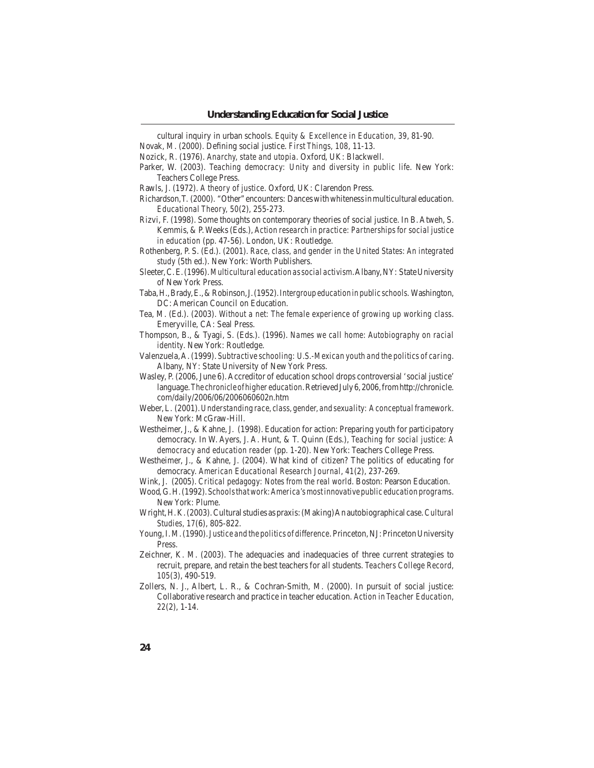cultural inquiry in urban schools. *Equity & Excellence in Education, 39*, 81-90.

Novak, M. (2000). Defining social justice. *First Things, 108*, 11-13.

Nozick, R. (1976). *Anarchy, state and utopia*. Oxford, UK: Blackwell.

Parker, W. (2003). *Teaching democracy: Unity and diversity in public life*. New York: Teachers College Press.

Rawls, J. (1972). *A theory of justice*. Oxford, UK: Clarendon Press.

Richardson, T. (2000). "Other" encounters: Dances with whiteness in multicultural education. *Educational Theory, 50*(2), 255-273.

Rizvi, F. (1998). Some thoughts on contemporary theories of social justice. In B. Atweh, S. Kemmis, & P. Weeks (Eds.), *Action research in practice: Partnerships for social justice in education* (pp. 47-56). London, UK: Routledge.

Rothenberg, P. S. (Ed.). (2001). *Race, class, and gender in the United States: An integrated study* (5th ed.). New York: Worth Publishers.

Sleeter, C. E. (1996). *Multicultural education as social activism*. Albany, NY: State University of New York Press.

Taba, H., Brady, E., & Robinson, J. (1952). *Intergroup education in public schools*. Washington, DC: American Council on Education.

Tea, M. (Ed.). (2003). *Without a net: The female experience of growing up working class*. Emeryville, CA: Seal Press.

Thompson, B., & Tyagi, S. (Eds.). (1996). *Names we call home: Autobiography on racial identity*. New York: Routledge.

Valenzuela, A. (1999). *Subtractive schooling: U.S.-Mexican youth and the politics of caring*. Albany, NY: State University of New York Press.

Wasley, P. (2006, June 6). Accreditor of education school drops controversial 'social justice' language. *The chronicle of higher education*. Retrieved July 6, 2006, from http://chronicle.com/daily/2006/06/2006060602n.htm

Weber, L. (2001). *Understanding race, class, gender, and sexuality: A conceptual framework*. New York: McGraw-Hill.

Westheimer, J., & Kahne, J. (1998). Education for action: Preparing youth for participatory democracy. In W. Ayers, J. A. Hunt, & T. Quinn (Eds.), *Teaching for social justice: A democracy and education reader* (pp. 1-20). New York: Teachers College Press.

Westheimer, J., & Kahne, J. (2004). What kind of citizen? The politics of educating for democracy. *American Educational Research Journal, 41*(2), 237-269.

Wink, J. (2005). *Critical pedagogy: Notes from the real world*. Boston: Pearson Education.

Wood, G. H. (1992). *Schools that work: America's most innovative public education programs*. New York: Plume.

Wright, H. K. (2003). Cultural studies as praxis: (Making) An autobiographical case. *Cultural Studies, 17*(6), 805-822.

Young, I. M. (1990). *Justice and the politics of difference*. Princeton, NJ: Princeton University Press.

Zeichner, K. M. (2003). The adequacies and inadequacies of three current strategies to recruit, prepare, and retain the best teachers for all students. *Teachers College Record, 105*(3), 490-519.

Zollers, N. J., Albert, L. R., & Cochran-Smith, M. (2000). In pursuit of social justice: Collaborative research and practice in teacher education. *Action in Teacher Education, 22*(2), 1-14.